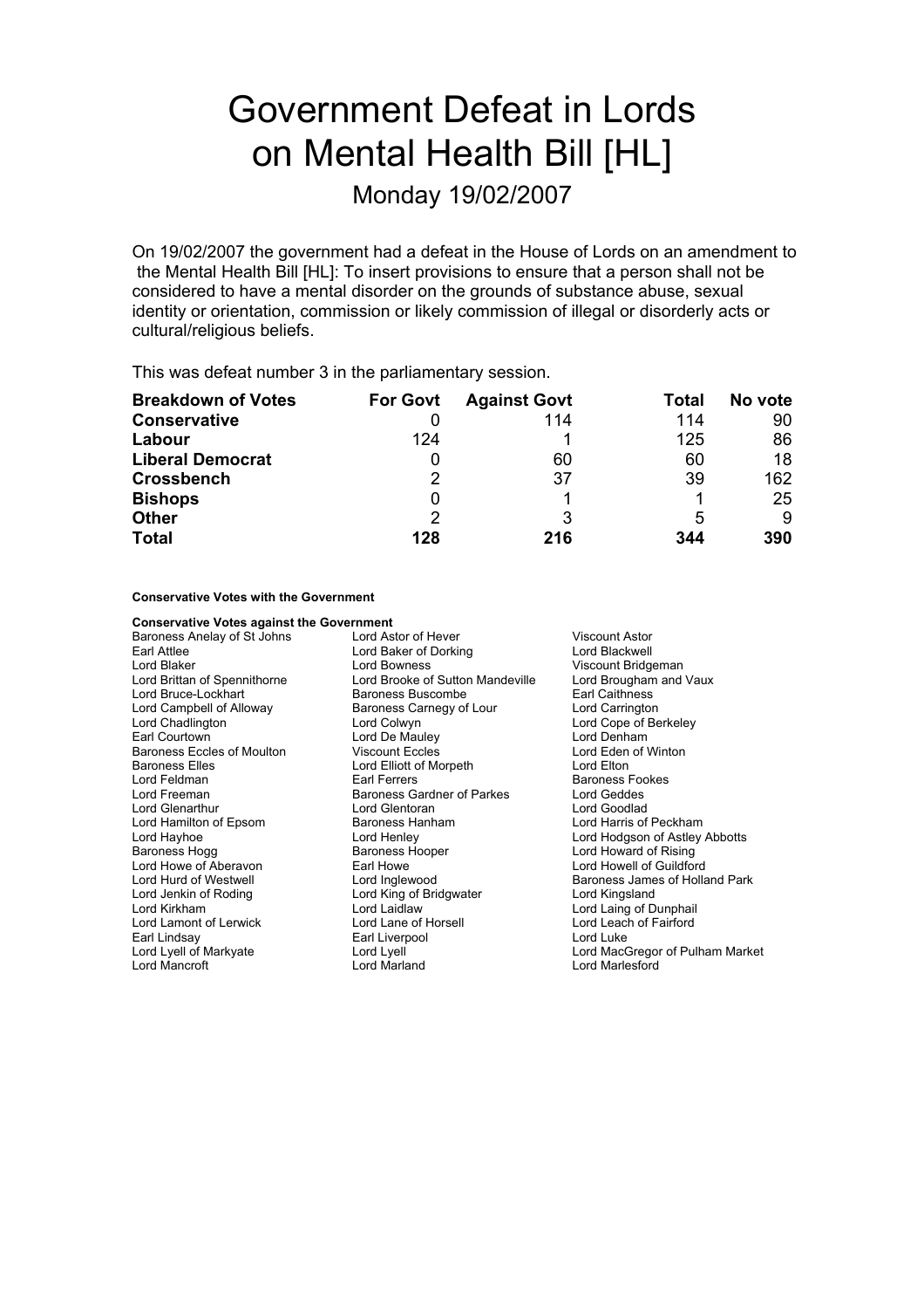# Government Defeat in Lords on Mental Health Bill [HL]

## Monday 19/02/2007

On 19/02/2007 the government had a defeat in the House of Lords on an amendment to the Mental Health Bill [HL]: To insert provisions to ensure that a person shall not be considered to have a mental disorder on the grounds of substance abuse, sexual identity or orientation, commission or likely commission of illegal or disorderly acts or cultural/religious beliefs.

This was defeat number 3 in the parliamentary session.

| Breakdown of Votes | For Govt | Against Govt | Total | No vote |
|---|---|---|---|---|
| **Conservative** | 0 | 114 | 114 | 90 |
| **Labour** | 124 | 1 | 125 | 86 |
| **Liberal Democrat** | 0 | 60 | 60 | 18 |
| **Crossbench** | 2 | 37 | 39 | 162 |
| **Bishops** | 0 | 1 | 1 | 25 |
| **Other** | 2 | 3 | 5 | 9 |
| **Total** | **128** | **216** | **344** | **390** |

**Conservative Votes with the Government**

**Conservative Votes against the Government**

Baroness Anelay of St Johns
Lord Astor of Hever
Viscount Astor
Earl Attlee
Lord Baker of Dorking
Lord Blackwell
Lord Blaker
Lord Bowness
Viscount Bridgeman
Lord Brittan of Spennithorne
Lord Brooke of Sutton Mandeville
Lord Brougham and Vaux
Lord Bruce-Lockhart
Baroness Buscombe
Earl Caithness
Lord Campbell of Alloway
Baroness Carnegy of Lour
Lord Carrington
Lord Chadlington
Lord Colwyn
Lord Cope of Berkeley
Earl Courtown
Lord De Mauley
Lord Denham
Baroness Eccles of Moulton
Viscount Eccles
Lord Eden of Winton
Baroness Elles
Lord Elliott of Morpeth
Lord Elton
Lord Feldman
Earl Ferrers
Baroness Fookes
Lord Freeman
Baroness Gardner of Parkes
Lord Geddes
Lord Glenarthur
Lord Glentoran
Lord Goodlad
Lord Hamilton of Epsom
Baroness Hanham
Lord Harris of Peckham
Lord Hayhoe
Lord Henley
Lord Hodgson of Astley Abbotts
Baroness Hogg
Baroness Hooper
Lord Howard of Rising
Lord Howe of Aberavon
Earl Howe
Lord Howell of Guildford
Lord Hurd of Westwell
Lord Inglewood
Baroness James of Holland Park
Lord Jenkin of Roding
Lord King of Bridgwater
Lord Kingsland
Lord Kirkham
Lord Laidlaw
Lord Laing of Dunphail
Lord Lamont of Lerwick
Lord Lane of Horsell
Lord Leach of Fairford
Earl Lindsay
Earl Liverpool
Lord Luke
Lord Lyell of Markyate
Lord Lyell
Lord MacGregor of Pulham Market
Lord Mancroft
Lord Marland
Lord Marlesford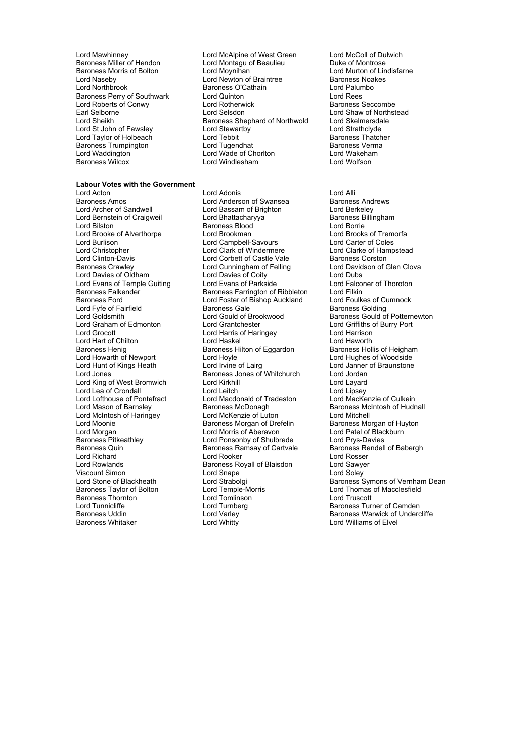Lord Mawhinney
Baroness Miller of Hendon
Baroness Morris of Bolton
Lord Naseby
Lord Northbrook
Baroness Perry of Southwark
Lord Roberts of Conwy
Earl Selborne
Lord Sheikh
Lord St John of Fawsley
Lord Taylor of Holbeach
Baroness Trumpington
Lord Waddington
Baroness Wilcox
Lord McAlpine of West Green
Lord Montagu of Beaulieu
Lord Moynihan
Lord Newton of Braintree
Baroness O'Cathain
Lord Quinton
Lord Rotherwick
Lord Selsdon
Baroness Shephard of Northwold
Lord Stewartby
Lord Tebbit
Lord Tugendhat
Lord Wade of Chorlton
Lord Windlesham
Lord McColl of Dulwich
Duke of Montrose
Lord Murton of Lindisfarne
Baroness Noakes
Lord Palumbo
Lord Rees
Baroness Seccombe
Lord Shaw of Northstead
Lord Skelmersdale
Lord Strathclyde
Baroness Thatcher
Baroness Verma
Lord Wakeham
Lord Wolfson

**Labour Votes with the Government**

Lord Acton
Baroness Amos
Lord Archer of Sandwell
Lord Bernstein of Craigweil
Lord Bilston
Lord Brooke of Alverthorpe
Lord Burlison
Lord Christopher
Lord Clinton-Davis
Baroness Crawley
Lord Davies of Oldham
Lord Evans of Temple Guiting
Baroness Falkender
Baroness Ford
Lord Fyfe of Fairfield
Lord Goldsmith
Lord Graham of Edmonton
Lord Grocott
Lord Hart of Chilton
Baroness Henig
Lord Howarth of Newport
Lord Hunt of Kings Heath
Lord Jones
Lord King of West Bromwich
Lord Lea of Crondall
Lord Lofthouse of Pontefract
Lord Mason of Barnsley
Lord McIntosh of Haringey
Lord Moonie
Lord Morgan
Baroness Pitkeathley
Baroness Quin
Lord Richard
Lord Rowlands
Viscount Simon
Lord Stone of Blackheath
Baroness Taylor of Bolton
Baroness Thornton
Lord Tunnicliffe
Baroness Uddin
Baroness Whitaker
Lord Adonis
Lord Anderson of Swansea
Lord Bassam of Brighton
Lord Bhattacharyya
Baroness Blood
Lord Brookman
Lord Campbell-Savours
Lord Clark of Windermere
Lord Corbett of Castle Vale
Lord Cunningham of Felling
Lord Davies of Coity
Lord Evans of Parkside
Baroness Farrington of Ribbleton
Lord Foster of Bishop Auckland
Baroness Gale
Lord Gould of Brookwood
Lord Grantchester
Lord Harris of Haringey
Lord Haskel
Baroness Hilton of Eggardon
Lord Hoyle
Lord Irvine of Lairg
Baroness Jones of Whitchurch
Lord Kirkhill
Lord Leitch
Lord Macdonald of Tradeston
Baroness McDonagh
Lord McKenzie of Luton
Baroness Morgan of Drefelin
Lord Morris of Aberavon
Lord Ponsonby of Shulbrede
Baroness Ramsay of Cartvale
Lord Rooker
Baroness Royall of Blaisdon
Lord Snape
Lord Strabolgi
Lord Temple-Morris
Lord Tomlinson
Lord Turnberg
Lord Varley
Lord Whitty
Lord Alli
Baroness Andrews
Lord Berkeley
Baroness Billingham
Lord Borrie
Lord Brooks of Tremorfa
Lord Carter of Coles
Lord Clarke of Hampstead
Baroness Corston
Lord Davidson of Glen Clova
Lord Dubs
Lord Falconer of Thoroton
Lord Filkin
Lord Foulkes of Cumnock
Baroness Golding
Baroness Gould of Potternewton
Lord Griffiths of Burry Port
Lord Harrison
Lord Haworth
Baroness Hollis of Heigham
Lord Hughes of Woodside
Lord Janner of Braunstone
Lord Jordan
Lord Layard
Lord Lipsey
Lord MacKenzie of Culkein
Baroness McIntosh of Hudnall
Lord Mitchell
Baroness Morgan of Huyton
Lord Patel of Blackburn
Lord Prys-Davies
Baroness Rendell of Babergh
Lord Rosser
Lord Sawyer
Lord Soley
Baroness Symons of Vernham Dean
Lord Thomas of Macclesfield
Lord Truscott
Baroness Turner of Camden
Baroness Warwick of Undercliffe
Lord Williams of Elvel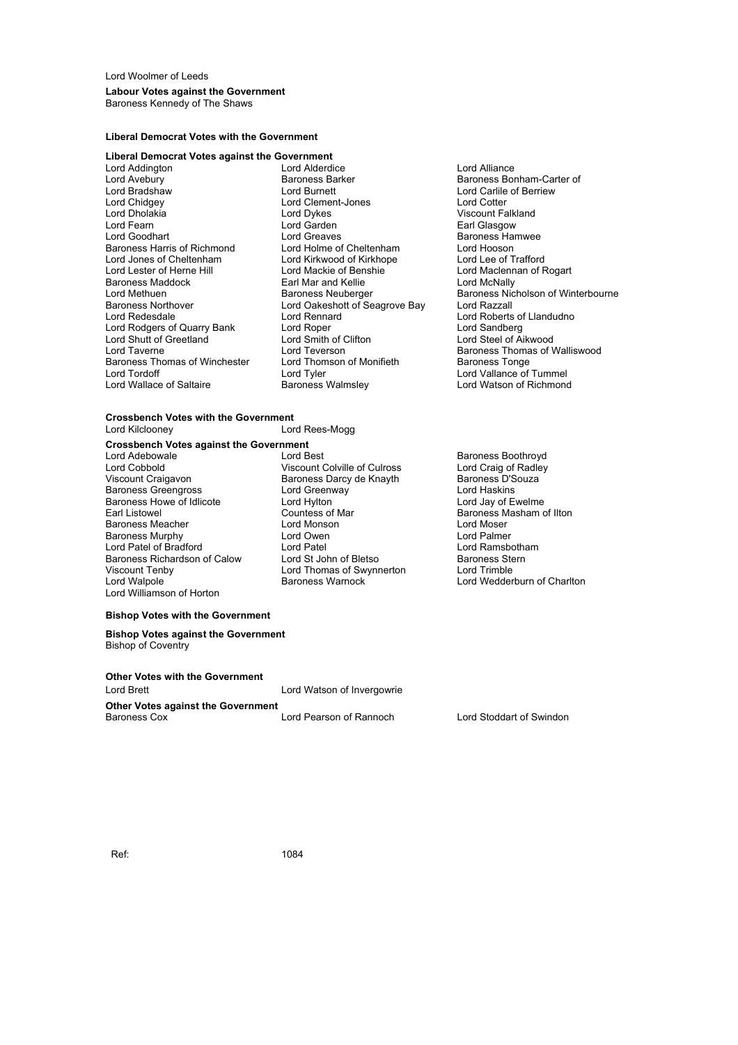Lord Woolmer of Leeds

**Labour Votes against the Government**

Baroness Kennedy of The Shaws

**Liberal Democrat Votes with the Government**

**Liberal Democrat Votes against the Government**

Lord Addington
Lord Alderdice
Lord Alliance
Lord Avebury
Baroness Barker
Baroness Bonham-Carter of
Lord Bradshaw
Lord Burnett
Lord Carlile of Berriew
Lord Chidgey
Lord Clement-Jones
Lord Cotter
Lord Dholakia
Lord Dykes
Viscount Falkland
Lord Fearn
Lord Garden
Earl Glasgow
Lord Goodhart
Lord Greaves
Baroness Hamwee
Baroness Harris of Richmond
Lord Holme of Cheltenham
Lord Hooson
Lord Jones of Cheltenham
Lord Kirkwood of Kirkhope
Lord Lee of Trafford
Lord Lester of Herne Hill
Lord Mackie of Benshie
Lord Maclennan of Rogart
Baroness Maddock
Earl Mar and Kellie
Lord McNally
Lord Methuen
Baroness Neuberger
Baroness Nicholson of Winterbourne
Baroness Northover
Lord Oakeshott of Seagrove Bay
Lord Razzall
Lord Redesdale
Lord Rennard
Lord Roberts of Llandudno
Lord Rodgers of Quarry Bank
Lord Roper
Lord Sandberg
Lord Shutt of Greetland
Lord Smith of Clifton
Lord Steel of Aikwood
Lord Taverne
Lord Teverson
Baroness Thomas of Walliswood
Baroness Thomas of Winchester
Lord Thomson of Monifieth
Baroness Tonge
Lord Tordoff
Lord Tyler
Lord Vallance of Tummel
Lord Wallace of Saltaire
Baroness Walmsley
Lord Watson of Richmond

**Crossbench Votes with the Government**

Lord Kilclooney
Lord Rees-Mogg

**Crossbench Votes against the Government**

Lord Adebowale
Lord Best
Baroness Boothroyd
Lord Cobbold
Viscount Colville of Culross
Lord Craig of Radley
Viscount Craigavon
Baroness Darcy de Knayth
Baroness D'Souza
Baroness Greengross
Lord Greenway
Lord Haskins
Baroness Howe of Idlicote
Lord Hylton
Lord Jay of Ewelme
Earl Listowel
Countess of Mar
Baroness Masham of Ilton
Baroness Meacher
Lord Monson
Lord Moser
Baroness Murphy
Lord Owen
Lord Palmer
Lord Patel of Bradford
Lord Patel
Lord Ramsbotham
Baroness Richardson of Calow
Lord St John of Bletso
Baroness Stern
Viscount Tenby
Lord Thomas of Swynnerton
Lord Trimble
Lord Walpole
Baroness Warnock
Lord Wedderburn of Charlton
Lord Williamson of Horton

**Bishop Votes with the Government**

**Bishop Votes against the Government**

Bishop of Coventry

**Other Votes with the Government**

Lord Brett
Lord Watson of Invergowrie

**Other Votes against the Government**

Baroness Cox
Lord Pearson of Rannoch
Lord Stoddart of Swindon

Ref: 1084